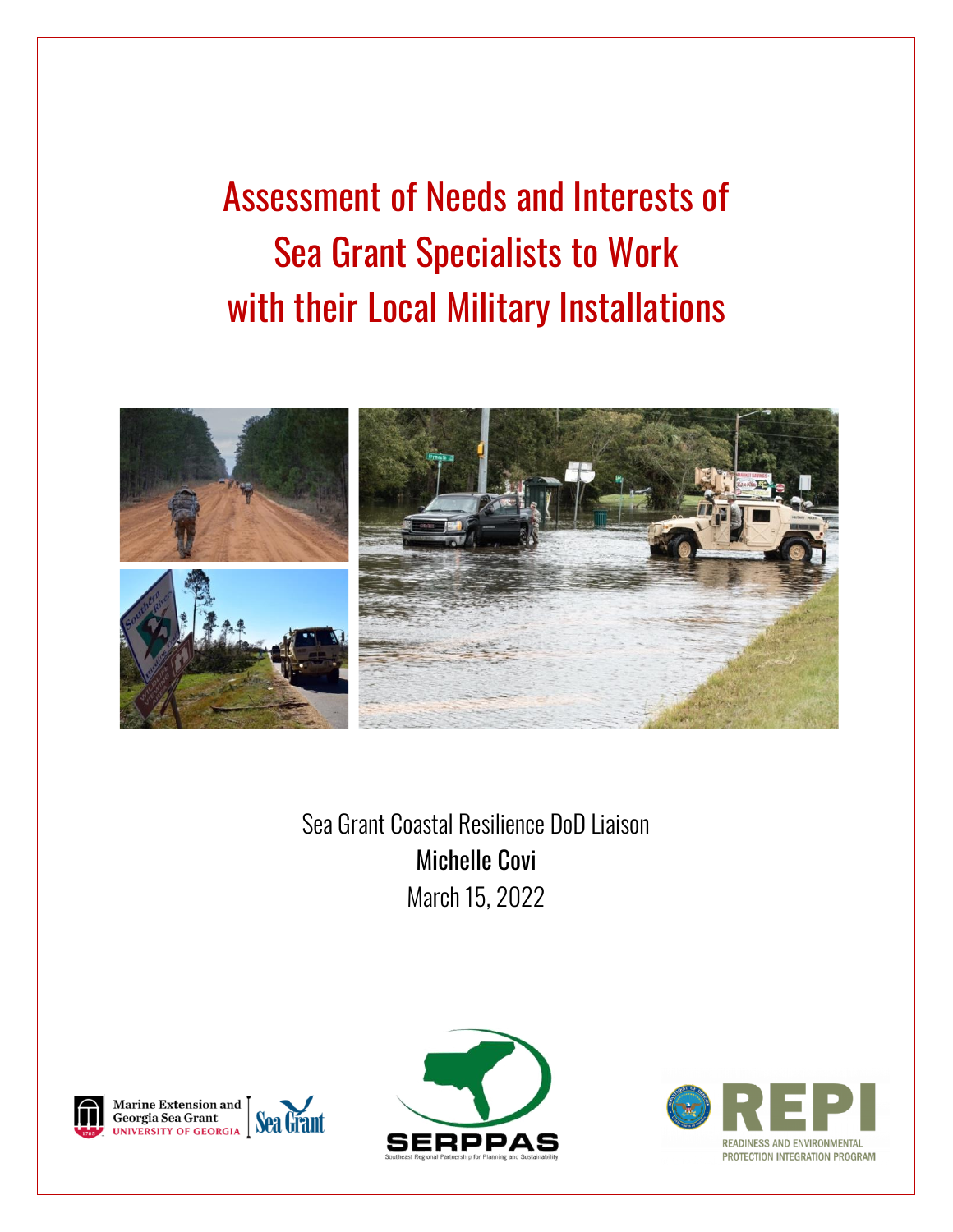# Assessment of Needs and Interests of Sea Grant Specialists to Work with their Local Military Installations

Sea Grant Coastal Resilience DoD Liaison

Michelle Covi

March 15, 2022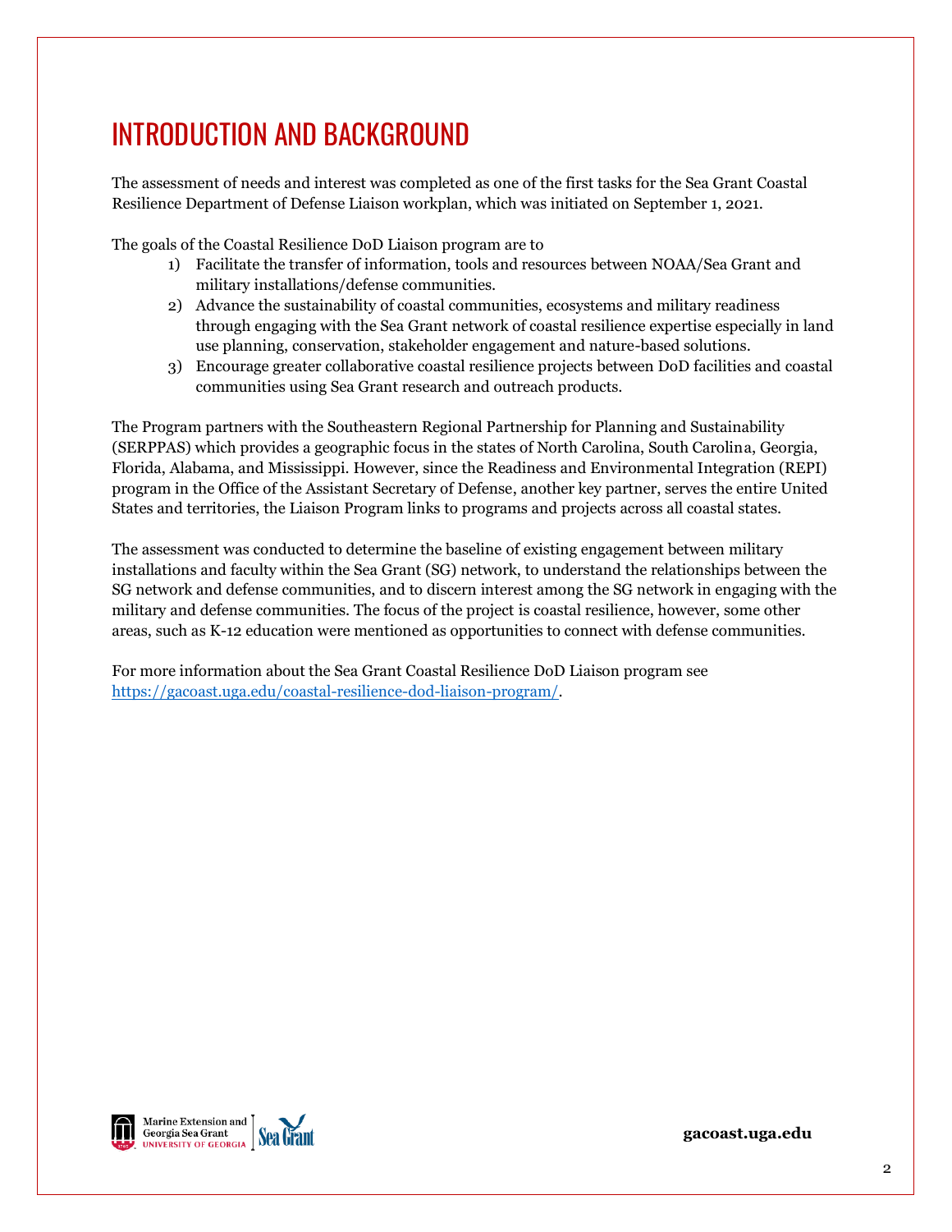# INTRODUCTION AND BACKGROUND

The assessment of needs and interest was completed as one of the first tasks for the Sea Grant Coastal Resilience Department of Defense Liaison workplan, which was initiated on September 1, 2021.

The goals of the Coastal Resilience DoD Liaison program are to

1) Facilitate the transfer of information, tools and resources between NOAA/Sea Grant and military installations/defense communities.
2) Advance the sustainability of coastal communities, ecosystems and military readiness through engaging with the Sea Grant network of coastal resilience expertise especially in land use planning, conservation, stakeholder engagement and nature-based solutions.
3) Encourage greater collaborative coastal resilience projects between DoD facilities and coastal communities using Sea Grant research and outreach products.

The Program partners with the Southeastern Regional Partnership for Planning and Sustainability (SERPPAS) which provides a geographic focus in the states of North Carolina, South Carolina, Georgia, Florida, Alabama, and Mississippi. However, since the Readiness and Environmental Integration (REPI) program in the Office of the Assistant Secretary of Defense, another key partner, serves the entire United States and territories, the Liaison Program links to programs and projects across all coastal states.

The assessment was conducted to determine the baseline of existing engagement between military installations and faculty within the Sea Grant (SG) network, to understand the relationships between the SG network and defense communities, and to discern interest among the SG network in engaging with the military and defense communities. The focus of the project is coastal resilience, however, some other areas, such as K-12 education were mentioned as opportunities to connect with defense communities.

For more information about the Sea Grant Coastal Resilience DoD Liaison program see https://gacoast.uga.edu/coastal-resilience-dod-liaison-program/.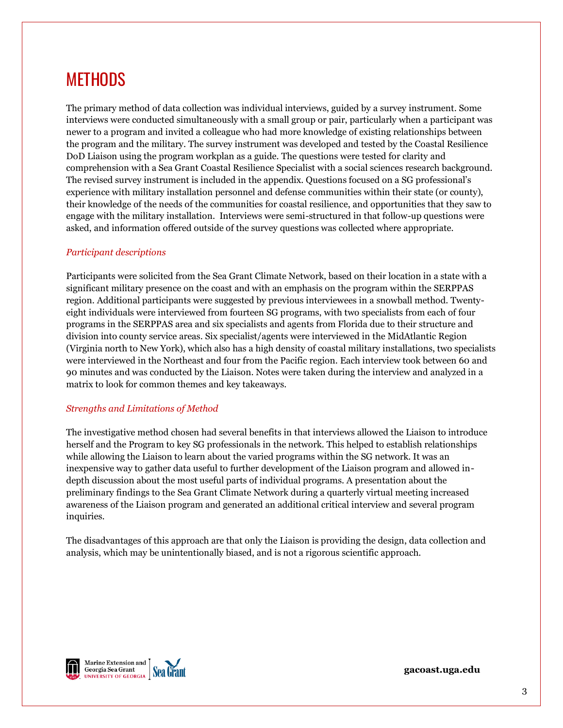# METHODS

The primary method of data collection was individual interviews, guided by a survey instrument. Some interviews were conducted simultaneously with a small group or pair, particularly when a participant was newer to a program and invited a colleague who had more knowledge of existing relationships between the program and the military. The survey instrument was developed and tested by the Coastal Resilience DoD Liaison using the program workplan as a guide. The questions were tested for clarity and comprehension with a Sea Grant Coastal Resilience Specialist with a social sciences research background. The revised survey instrument is included in the appendix. Questions focused on a SG professional's experience with military installation personnel and defense communities within their state (or county), their knowledge of the needs of the communities for coastal resilience, and opportunities that they saw to engage with the military installation. Interviews were semi-structured in that follow-up questions were asked, and information offered outside of the survey questions was collected where appropriate.

### *Participant descriptions*

Participants were solicited from the Sea Grant Climate Network, based on their location in a state with a significant military presence on the coast and with an emphasis on the program within the SERPPAS region. Additional participants were suggested by previous interviewees in a snowball method. Twenty-eight individuals were interviewed from fourteen SG programs, with two specialists from each of four programs in the SERPPAS area and six specialists and agents from Florida due to their structure and division into county service areas. Six specialist/agents were interviewed in the MidAtlantic Region (Virginia north to New York), which also has a high density of coastal military installations, two specialists were interviewed in the Northeast and four from the Pacific region. Each interview took between 60 and 90 minutes and was conducted by the Liaison. Notes were taken during the interview and analyzed in a matrix to look for common themes and key takeaways.

### *Strengths and Limitations of Method*

The investigative method chosen had several benefits in that interviews allowed the Liaison to introduce herself and the Program to key SG professionals in the network. This helped to establish relationships while allowing the Liaison to learn about the varied programs within the SG network. It was an inexpensive way to gather data useful to further development of the Liaison program and allowed in-depth discussion about the most useful parts of individual programs. A presentation about the preliminary findings to the Sea Grant Climate Network during a quarterly virtual meeting increased awareness of the Liaison program and generated an additional critical interview and several program inquiries.

The disadvantages of this approach are that only the Liaison is providing the design, data collection and analysis, which may be unintentionally biased, and is not a rigorous scientific approach.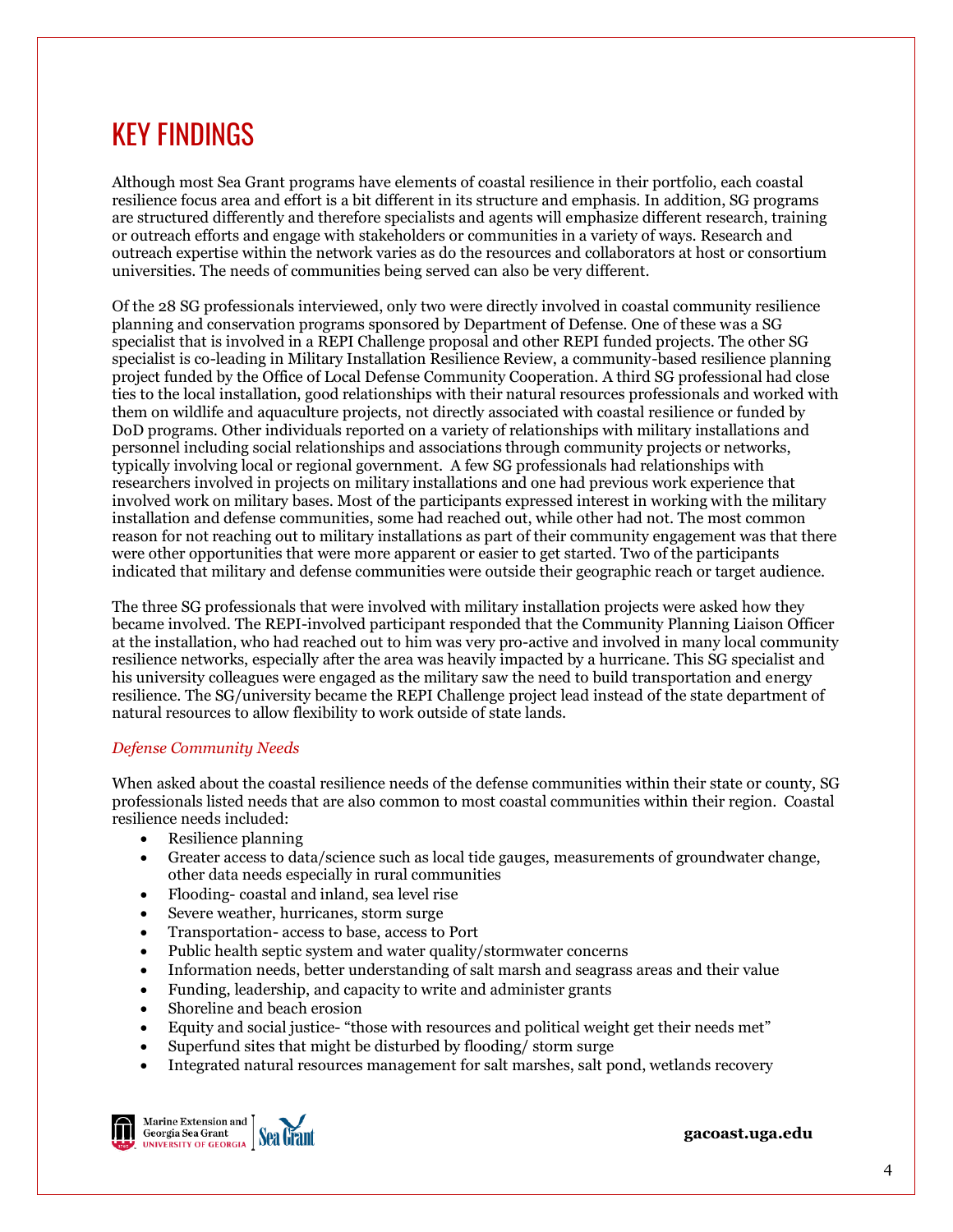# KEY FINDINGS

Although most Sea Grant programs have elements of coastal resilience in their portfolio, each coastal resilience focus area and effort is a bit different in its structure and emphasis. In addition, SG programs are structured differently and therefore specialists and agents will emphasize different research, training or outreach efforts and engage with stakeholders or communities in a variety of ways. Research and outreach expertise within the network varies as do the resources and collaborators at host or consortium universities. The needs of communities being served can also be very different.

Of the 28 SG professionals interviewed, only two were directly involved in coastal community resilience planning and conservation programs sponsored by Department of Defense. One of these was a SG specialist that is involved in a REPI Challenge proposal and other REPI funded projects. The other SG specialist is co-leading in Military Installation Resilience Review, a community-based resilience planning project funded by the Office of Local Defense Community Cooperation. A third SG professional had close ties to the local installation, good relationships with their natural resources professionals and worked with them on wildlife and aquaculture projects, not directly associated with coastal resilience or funded by DoD programs. Other individuals reported on a variety of relationships with military installations and personnel including social relationships and associations through community projects or networks, typically involving local or regional government. A few SG professionals had relationships with researchers involved in projects on military installations and one had previous work experience that involved work on military bases. Most of the participants expressed interest in working with the military installation and defense communities, some had reached out, while other had not. The most common reason for not reaching out to military installations as part of their community engagement was that there were other opportunities that were more apparent or easier to get started. Two of the participants indicated that military and defense communities were outside their geographic reach or target audience.

The three SG professionals that were involved with military installation projects were asked how they became involved. The REPI-involved participant responded that the Community Planning Liaison Officer at the installation, who had reached out to him was very pro-active and involved in many local community resilience networks, especially after the area was heavily impacted by a hurricane. This SG specialist and his university colleagues were engaged as the military saw the need to build transportation and energy resilience. The SG/university became the REPI Challenge project lead instead of the state department of natural resources to allow flexibility to work outside of state lands.

*Defense Community Needs*

When asked about the coastal resilience needs of the defense communities within their state or county, SG professionals listed needs that are also common to most coastal communities within their region. Coastal resilience needs included:

- Resilience planning
- Greater access to data/science such as local tide gauges, measurements of groundwater change, other data needs especially in rural communities
- Flooding- coastal and inland, sea level rise
- Severe weather, hurricanes, storm surge
- Transportation- access to base, access to Port
- Public health septic system and water quality/stormwater concerns
- Information needs, better understanding of salt marsh and seagrass areas and their value
- Funding, leadership, and capacity to write and administer grants
- Shoreline and beach erosion
- Equity and social justice- "those with resources and political weight get their needs met"
- Superfund sites that might be disturbed by flooding/ storm surge
- Integrated natural resources management for salt marshes, salt pond, wetlands recovery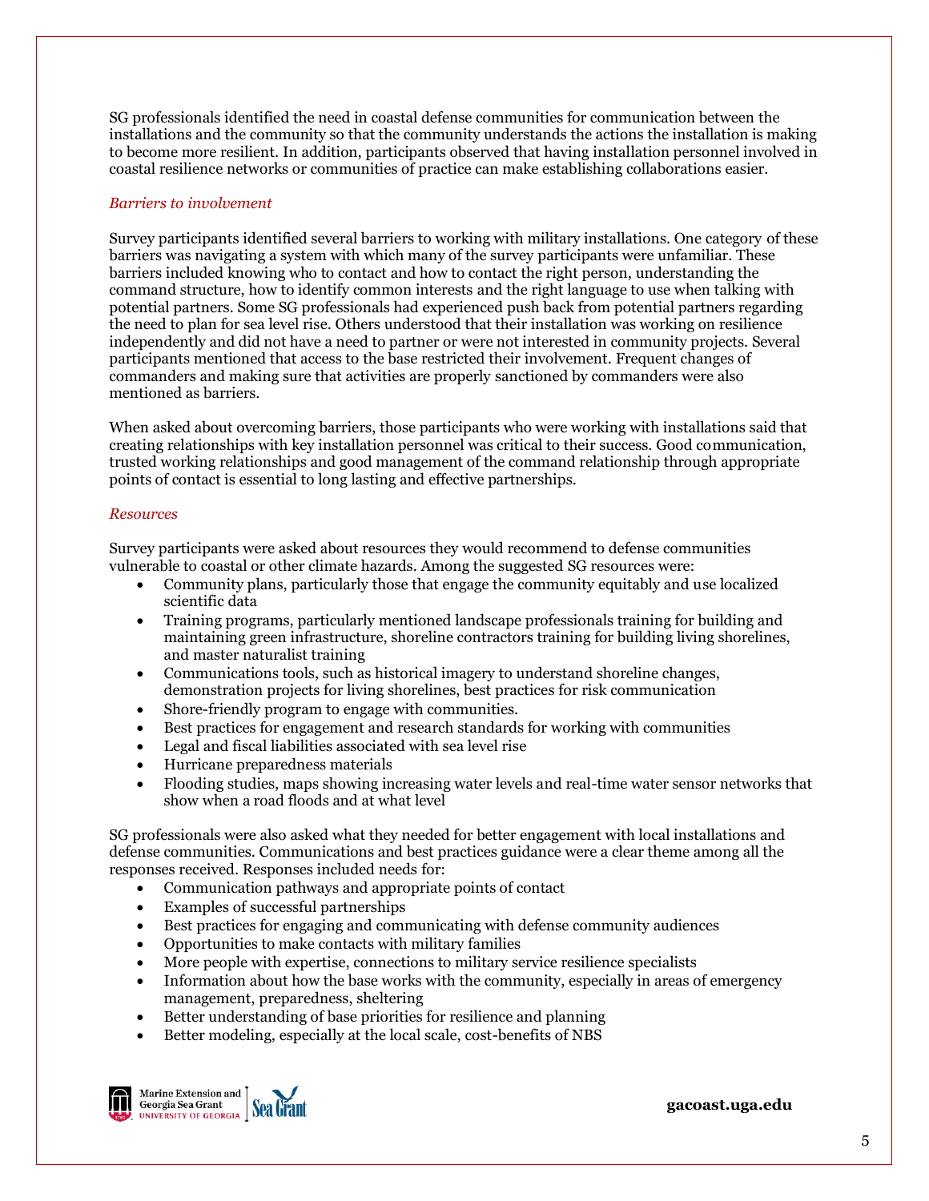SG professionals identified the need in coastal defense communities for communication between the installations and the community so that the community understands the actions the installation is making to become more resilient. In addition, participants observed that having installation personnel involved in coastal resilience networks or communities of practice can make establishing collaborations easier.

*Barriers to involvement*

Survey participants identified several barriers to working with military installations. One category of these barriers was navigating a system with which many of the survey participants were unfamiliar. These barriers included knowing who to contact and how to contact the right person, understanding the command structure, how to identify common interests and the right language to use when talking with potential partners. Some SG professionals had experienced push back from potential partners regarding the need to plan for sea level rise. Others understood that their installation was working on resilience independently and did not have a need to partner or were not interested in community projects. Several participants mentioned that access to the base restricted their involvement. Frequent changes of commanders and making sure that activities are properly sanctioned by commanders were also mentioned as barriers.

When asked about overcoming barriers, those participants who were working with installations said that creating relationships with key installation personnel was critical to their success. Good communication, trusted working relationships and good management of the command relationship through appropriate points of contact is essential to long lasting and effective partnerships.

*Resources*

Survey participants were asked about resources they would recommend to defense communities vulnerable to coastal or other climate hazards. Among the suggested SG resources were:

- Community plans, particularly those that engage the community equitably and use localized scientific data
- Training programs, particularly mentioned landscape professionals training for building and maintaining green infrastructure, shoreline contractors training for building living shorelines, and master naturalist training
- Communications tools, such as historical imagery to understand shoreline changes, demonstration projects for living shorelines, best practices for risk communication
- Shore-friendly program to engage with communities.
- Best practices for engagement and research standards for working with communities
- Legal and fiscal liabilities associated with sea level rise
- Hurricane preparedness materials
- Flooding studies, maps showing increasing water levels and real-time water sensor networks that show when a road floods and at what level

SG professionals were also asked what they needed for better engagement with local installations and defense communities. Communications and best practices guidance were a clear theme among all the responses received. Responses included needs for:

- Communication pathways and appropriate points of contact
- Examples of successful partnerships
- Best practices for engaging and communicating with defense community audiences
- Opportunities to make contacts with military families
- More people with expertise, connections to military service resilience specialists
- Information about how the base works with the community, especially in areas of emergency management, preparedness, sheltering
- Better understanding of base priorities for resilience and planning
- Better modeling, especially at the local scale, cost-benefits of NBS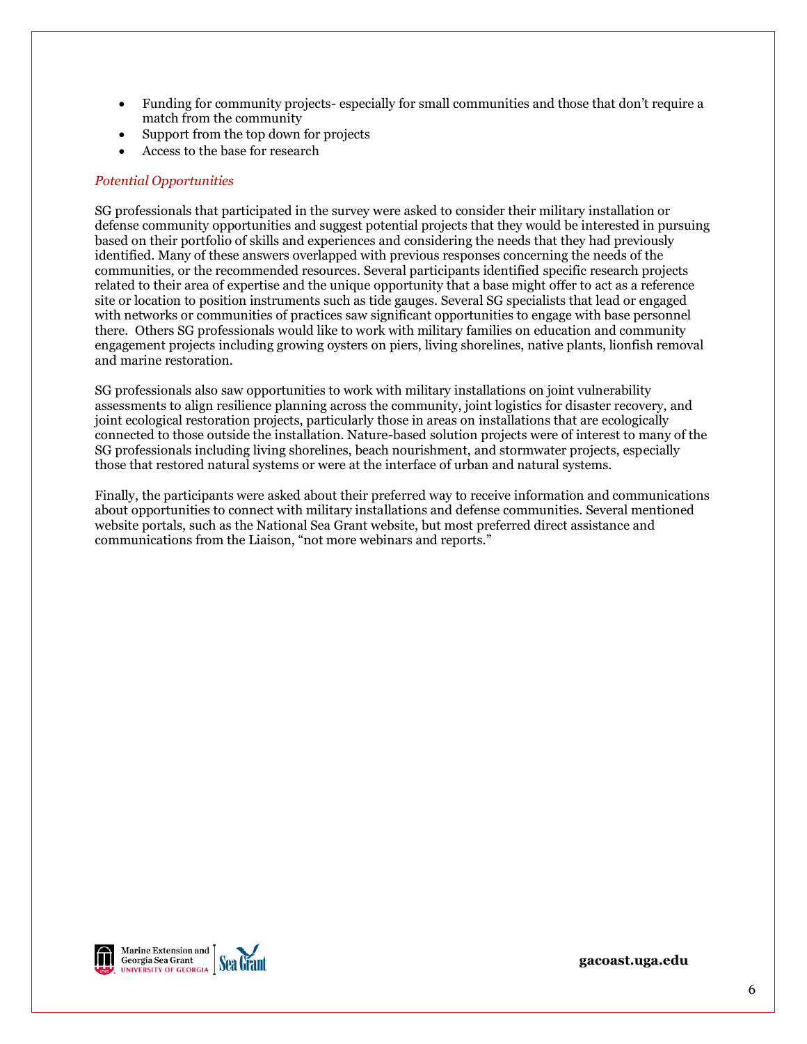- Funding for community projects- especially for small communities and those that don't require a match from the community
- Support from the top down for projects
- Access to the base for research

*Potential Opportunities*

SG professionals that participated in the survey were asked to consider their military installation or defense community opportunities and suggest potential projects that they would be interested in pursuing based on their portfolio of skills and experiences and considering the needs that they had previously identified. Many of these answers overlapped with previous responses concerning the needs of the communities, or the recommended resources. Several participants identified specific research projects related to their area of expertise and the unique opportunity that a base might offer to act as a reference site or location to position instruments such as tide gauges. Several SG specialists that lead or engaged with networks or communities of practices saw significant opportunities to engage with base personnel there. Others SG professionals would like to work with military families on education and community engagement projects including growing oysters on piers, living shorelines, native plants, lionfish removal and marine restoration.

SG professionals also saw opportunities to work with military installations on joint vulnerability assessments to align resilience planning across the community, joint logistics for disaster recovery, and joint ecological restoration projects, particularly those in areas on installations that are ecologically connected to those outside the installation. Nature-based solution projects were of interest to many of the SG professionals including living shorelines, beach nourishment, and stormwater projects, especially those that restored natural systems or were at the interface of urban and natural systems.

Finally, the participants were asked about their preferred way to receive information and communications about opportunities to connect with military installations and defense communities. Several mentioned website portals, such as the National Sea Grant website, but most preferred direct assistance and communications from the Liaison, "not more webinars and reports."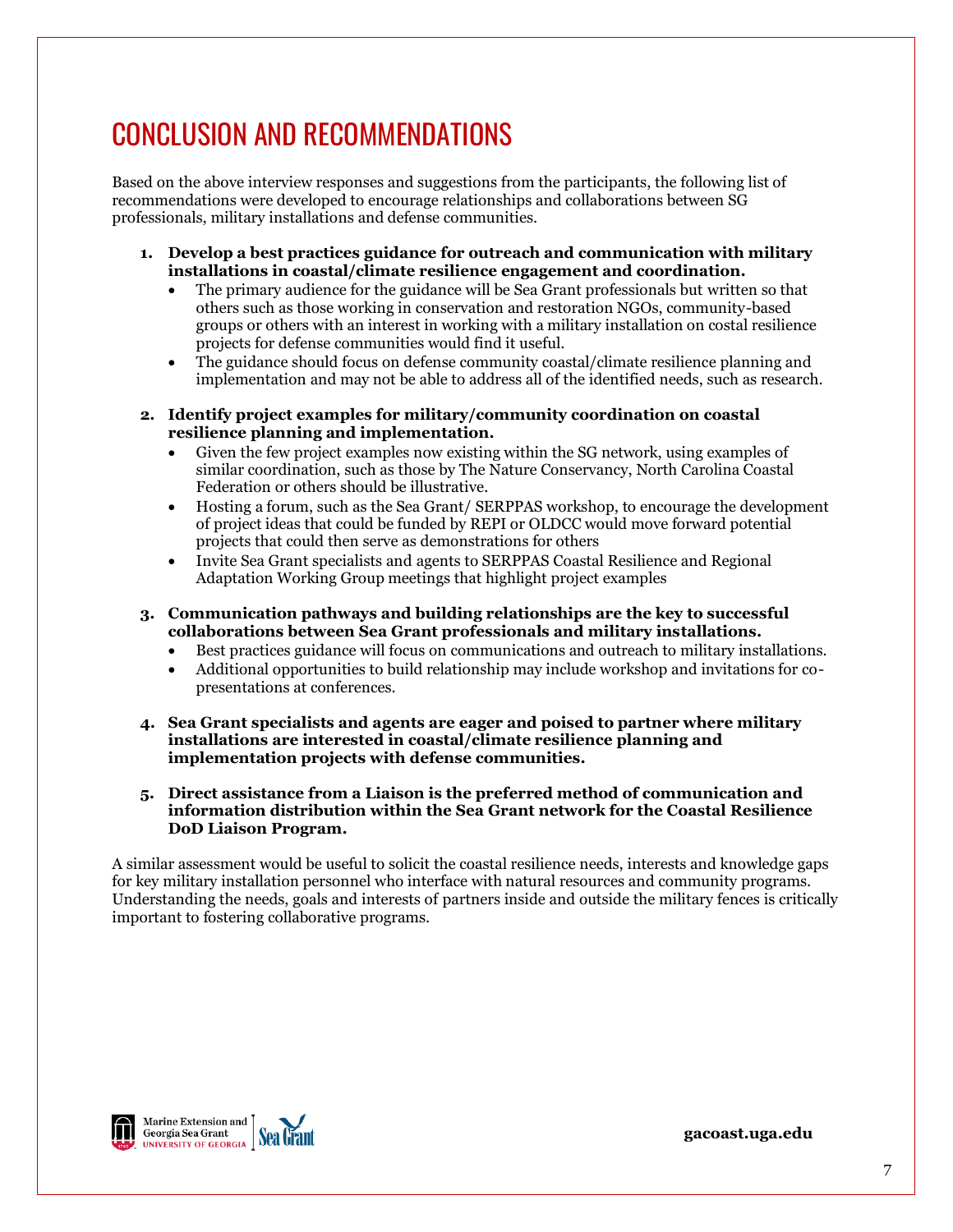# CONCLUSION AND RECOMMENDATIONS

Based on the above interview responses and suggestions from the participants, the following list of recommendations were developed to encourage relationships and collaborations between SG professionals, military installations and defense communities.

1. **Develop a best practices guidance for outreach and communication with military installations in coastal/climate resilience engagement and coordination.**
   - The primary audience for the guidance will be Sea Grant professionals but written so that others such as those working in conservation and restoration NGOs, community-based groups or others with an interest in working with a military installation on costal resilience projects for defense communities would find it useful.
   - The guidance should focus on defense community coastal/climate resilience planning and implementation and may not be able to address all of the identified needs, such as research.

2. **Identify project examples for military/community coordination on coastal resilience planning and implementation.**
   - Given the few project examples now existing within the SG network, using examples of similar coordination, such as those by The Nature Conservancy, North Carolina Coastal Federation or others should be illustrative.
   - Hosting a forum, such as the Sea Grant/ SERPPAS workshop, to encourage the development of project ideas that could be funded by REPI or OLDCC would move forward potential projects that could then serve as demonstrations for others
   - Invite Sea Grant specialists and agents to SERPPAS Coastal Resilience and Regional Adaptation Working Group meetings that highlight project examples

3. **Communication pathways and building relationships are the key to successful collaborations between Sea Grant professionals and military installations.**
   - Best practices guidance will focus on communications and outreach to military installations.
   - Additional opportunities to build relationship may include workshop and invitations for co-presentations at conferences.

4. **Sea Grant specialists and agents are eager and poised to partner where military installations are interested in coastal/climate resilience planning and implementation projects with defense communities.**

5. **Direct assistance from a Liaison is the preferred method of communication and information distribution within the Sea Grant network for the Coastal Resilience DoD Liaison Program.**

A similar assessment would be useful to solicit the coastal resilience needs, interests and knowledge gaps for key military installation personnel who interface with natural resources and community programs. Understanding the needs, goals and interests of partners inside and outside the military fences is critically important to fostering collaborative programs.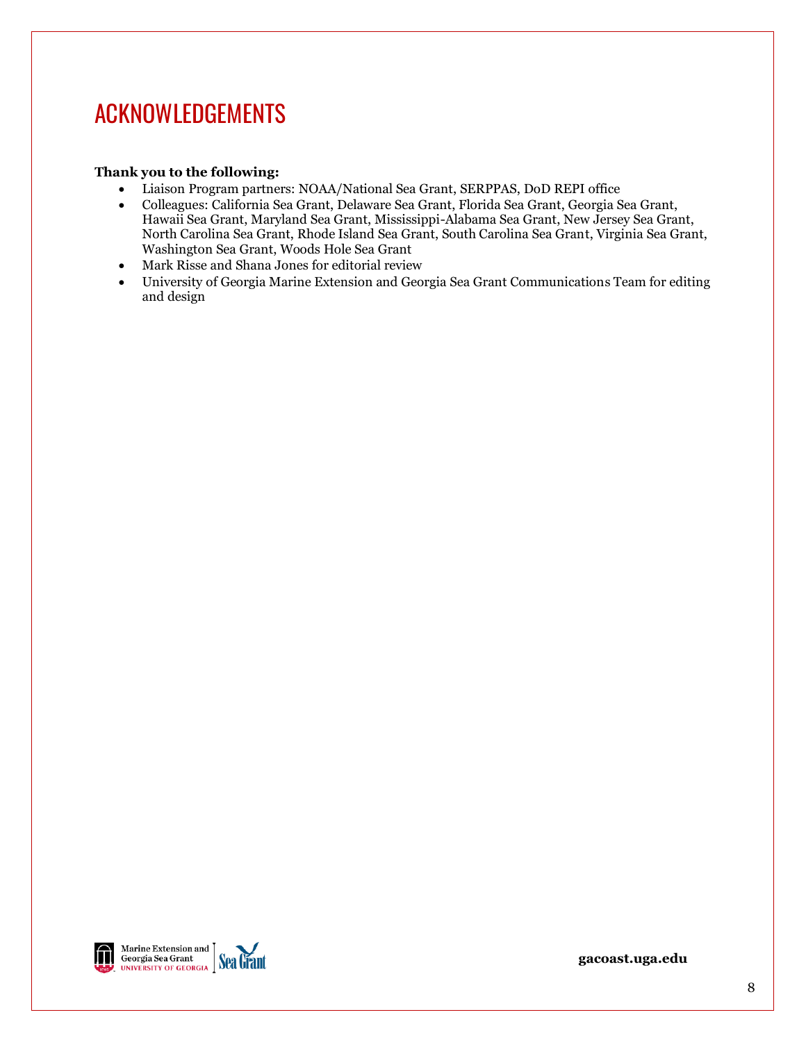# ACKNOWLEDGEMENTS

**Thank you to the following:**

- Liaison Program partners: NOAA/National Sea Grant, SERPPAS, DoD REPI office
- Colleagues: California Sea Grant, Delaware Sea Grant, Florida Sea Grant, Georgia Sea Grant, Hawaii Sea Grant, Maryland Sea Grant, Mississippi-Alabama Sea Grant, New Jersey Sea Grant, North Carolina Sea Grant, Rhode Island Sea Grant, South Carolina Sea Grant, Virginia Sea Grant, Washington Sea Grant, Woods Hole Sea Grant
- Mark Risse and Shana Jones for editorial review
- University of Georgia Marine Extension and Georgia Sea Grant Communications Team for editing and design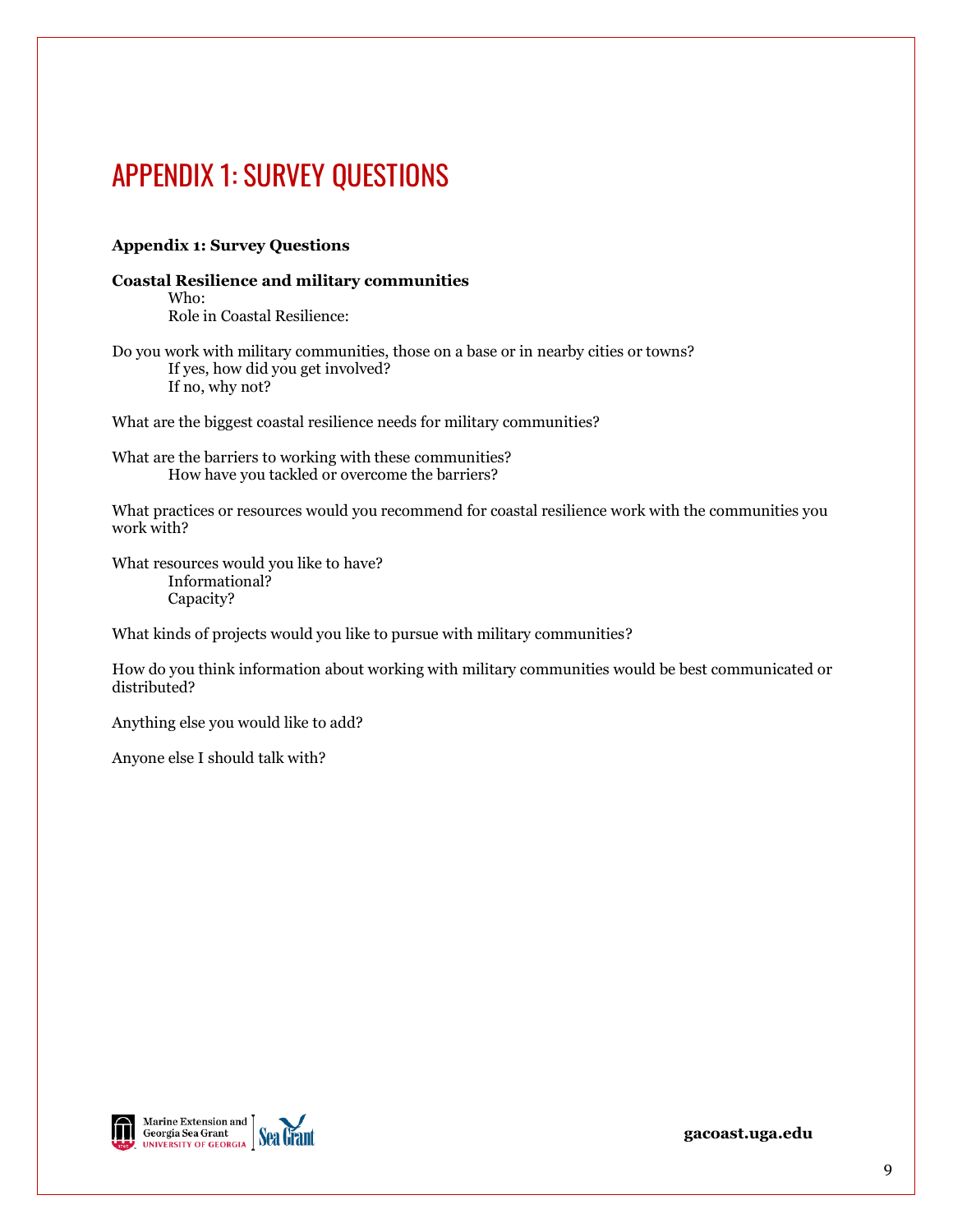# APPENDIX 1: SURVEY QUESTIONS

**Appendix 1: Survey Questions**

**Coastal Resilience and military communities**

Who:

Role in Coastal Resilience:

Do you work with military communities, those on a base or in nearby cities or towns?

If yes, how did you get involved?

If no, why not?

What are the biggest coastal resilience needs for military communities?

What are the barriers to working with these communities?

How have you tackled or overcome the barriers?

What practices or resources would you recommend for coastal resilience work with the communities you work with?

What resources would you like to have?

Informational?

Capacity?

What kinds of projects would you like to pursue with military communities?

How do you think information about working with military communities would be best communicated or distributed?

Anything else you would like to add?

Anyone else I should talk with?